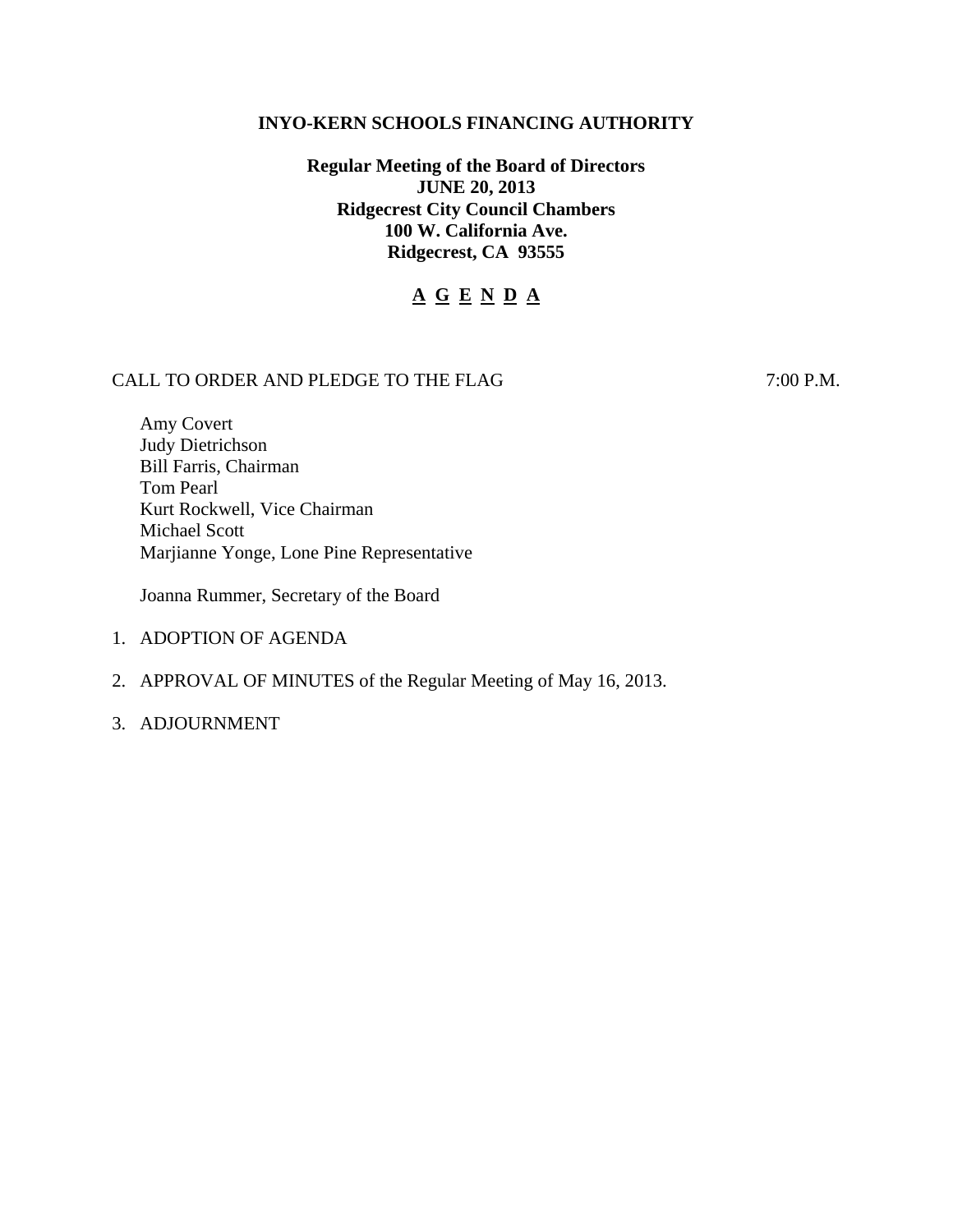# INYO-KERN SCHOOLS FINANCING AUTHORITY

**Regular Meeting of the Board of Directors**
**JUNE 20, 2013**
**Ridgecrest City Council Chambers**
**100 W. California Ave.**
**Ridgecrest, CA 93555**

## A G E N D A

CALL TO ORDER AND PLEDGE TO THE FLAG 7:00 P.M.

Amy Covert
Judy Dietrichson
Bill Farris, Chairman
Tom Pearl
Kurt Rockwell, Vice Chairman
Michael Scott
Marjianne Yonge, Lone Pine Representative

Joanna Rummer, Secretary of the Board

1. ADOPTION OF AGENDA
2. APPROVAL OF MINUTES of the Regular Meeting of May 16, 2013.
3. ADJOURNMENT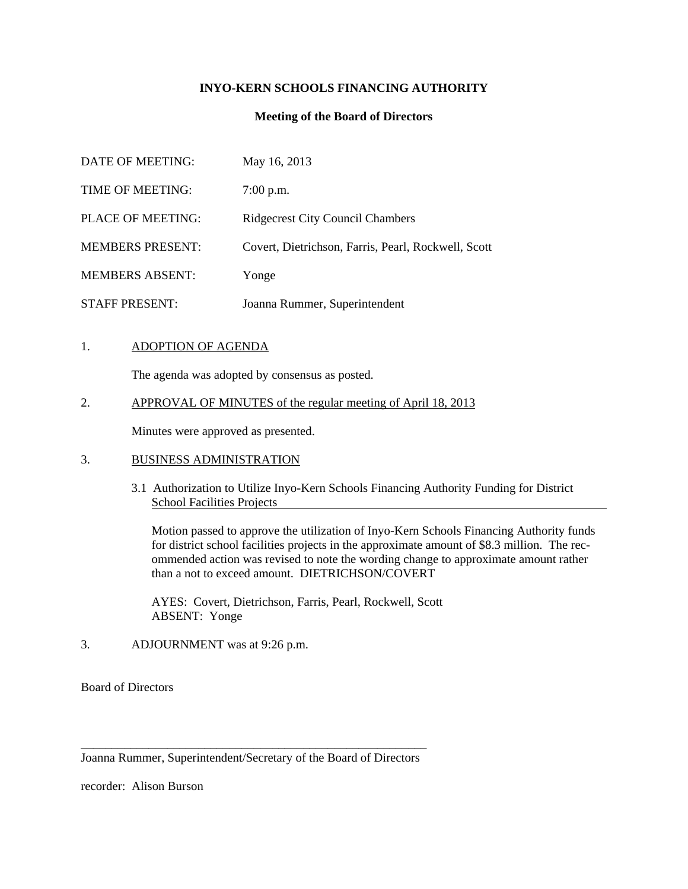**INYO-KERN SCHOOLS FINANCING AUTHORITY**

**Meeting of the Board of Directors**

| | |
|---|---|
| DATE OF MEETING: | May 16, 2013 |
| TIME OF MEETING: | 7:00 p.m. |
| PLACE OF MEETING: | Ridgecrest City Council Chambers |
| MEMBERS PRESENT: | Covert, Dietrichson, Farris, Pearl, Rockwell, Scott |
| MEMBERS ABSENT: | Yonge |
| STAFF PRESENT: | Joanna Rummer, Superintendent |

1. ADOPTION OF AGENDA

   The agenda was adopted by consensus as posted.

2. APPROVAL OF MINUTES of the regular meeting of April 18, 2013

   Minutes were approved as presented.

3. BUSINESS ADMINISTRATION

   3.1 Authorization to Utilize Inyo-Kern Schools Financing Authority Funding for District School Facilities Projects

   Motion passed to approve the utilization of Inyo-Kern Schools Financing Authority funds for district school facilities projects in the approximate amount of $8.3 million. The recommended action was revised to note the wording change to approximate amount rather than a not to exceed amount. DIETRICHSON/COVERT

   AYES: Covert, Dietrichson, Farris, Pearl, Rockwell, Scott
   ABSENT: Yonge

3. ADJOURNMENT was at 9:26 p.m.

Board of Directors

\_\_\_\_\_\_\_\_\_\_\_\_\_\_\_\_\_\_\_\_\_\_\_\_\_\_\_\_\_\_\_\_\_\_\_\_\_\_\_\_\_\_\_\_\_\_\_\_\_\_\_\_\_\_\_\_\_\_

Joanna Rummer, Superintendent/Secretary of the Board of Directors

recorder: Alison Burson